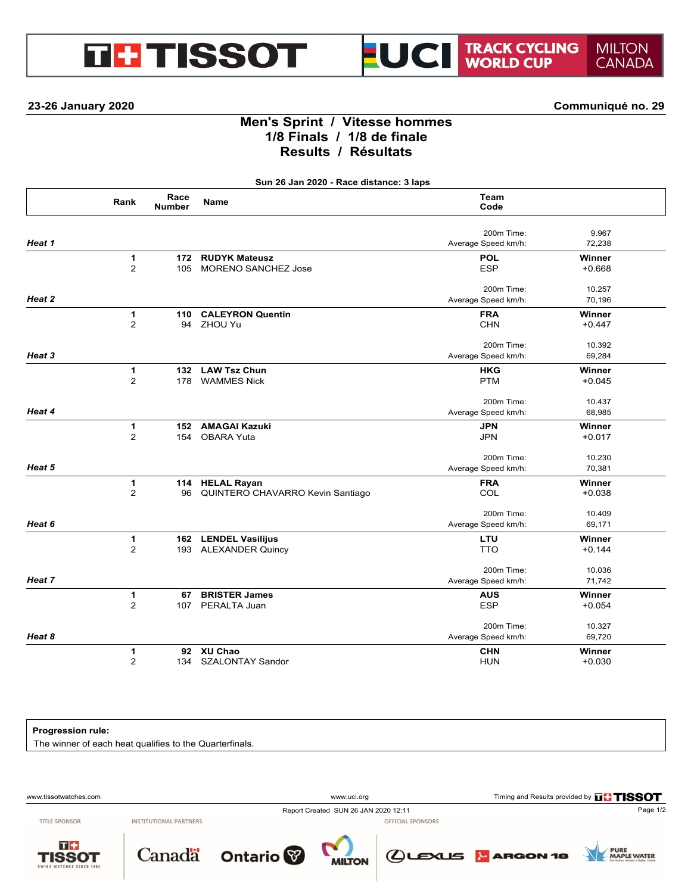**TISSOT — UCI TRACK CYCLING WORLD CUP — MILTON CANADA**

**23-26 January 2020** **Communiqué no. 29**

# Men's Sprint / Vitesse hommes
## 1/8 Finals / 1/8 de finale
## Results / Résultats

**Sun 26 Jan 2020 - Race distance: 3 laps**

| | Rank | Race Number | Name | Team Code | |
|---|---|---|---|---|---|
| | | | | 200m Time: | 9.967 |
| ***Heat 1*** | | | | Average Speed km/h: | 72,238 |
| | **1** | **172** | **RUDYK Mateusz** | **POL** | **Winner** |
| | 2 | 105 | MORENO SANCHEZ Jose | ESP | +0.668 |
| | | | | 200m Time: | 10.257 |
| ***Heat 2*** | | | | Average Speed km/h: | 70,196 |
| | **1** | **110** | **CALEYRON Quentin** | **FRA** | **Winner** |
| | 2 | 94 | ZHOU Yu | CHN | +0.447 |
| | | | | 200m Time: | 10.392 |
| ***Heat 3*** | | | | Average Speed km/h: | 69,284 |
| | **1** | **132** | **LAW Tsz Chun** | **HKG** | **Winner** |
| | 2 | 178 | WAMMES Nick | PTM | +0.045 |
| | | | | 200m Time: | 10.437 |
| ***Heat 4*** | | | | Average Speed km/h: | 68,985 |
| | **1** | **152** | **AMAGAI Kazuki** | **JPN** | **Winner** |
| | 2 | 154 | OBARA Yuta | JPN | +0.017 |
| | | | | 200m Time: | 10.230 |
| ***Heat 5*** | | | | Average Speed km/h: | 70,381 |
| | **1** | **114** | **HELAL Rayan** | **FRA** | **Winner** |
| | 2 | 96 | QUINTERO CHAVARRO Kevin Santiago | COL | +0.038 |
| | | | | 200m Time: | 10.409 |
| ***Heat 6*** | | | | Average Speed km/h: | 69,171 |
| | **1** | **162** | **LENDEL Vasilijus** | **LTU** | **Winner** |
| | 2 | 193 | ALEXANDER Quincy | TTO | +0.144 |
| | | | | 200m Time: | 10.036 |
| ***Heat 7*** | | | | Average Speed km/h: | 71,742 |
| | **1** | **67** | **BRISTER James** | **AUS** | **Winner** |
| | 2 | 107 | PERALTA Juan | ESP | +0.054 |
| | | | | 200m Time: | 10.327 |
| ***Heat 8*** | | | | Average Speed km/h: | 69,720 |
| | **1** | **92** | **XU Chao** | **CHN** | **Winner** |
| | 2 | 134 | SZALONTAY Sandor | HUN | +0.030 |

**Progression rule:**
The winner of each heat qualifies to the Quarterfinals.

www.tissotwatches.com www.uci.org Timing and Results provided by TISSOT

Report Created SUN 26 JAN 2020 12:11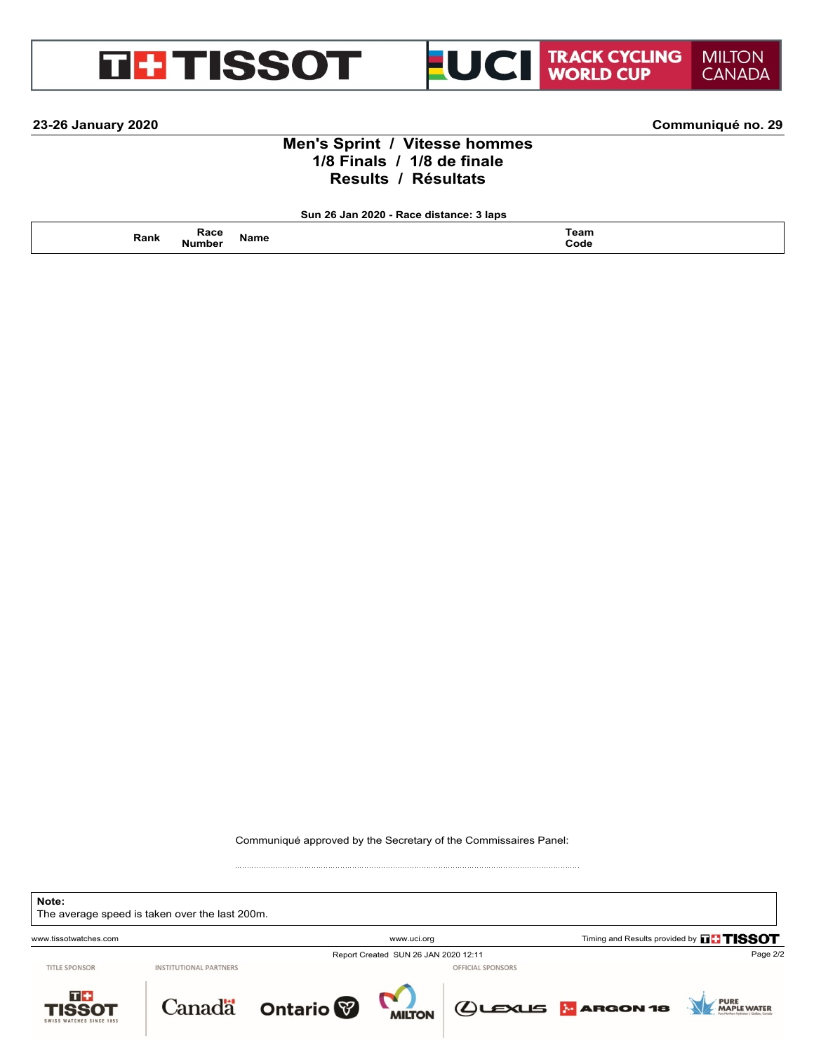**23-26 January 2020** **Communiqué no. 29**

# Men's Sprint / Vitesse hommes
## 1/8 Finals / 1/8 de finale
## Results / Résultats

**Sun 26 Jan 2020 - Race distance: 3 laps**

| Rank | Race Number | Name | Team Code |
|---|---|---|---|

Communiqué approved by the Secretary of the Commissaires Panel:

..............................................................................................................................

**Note:**
The average speed is taken over the last 200m.